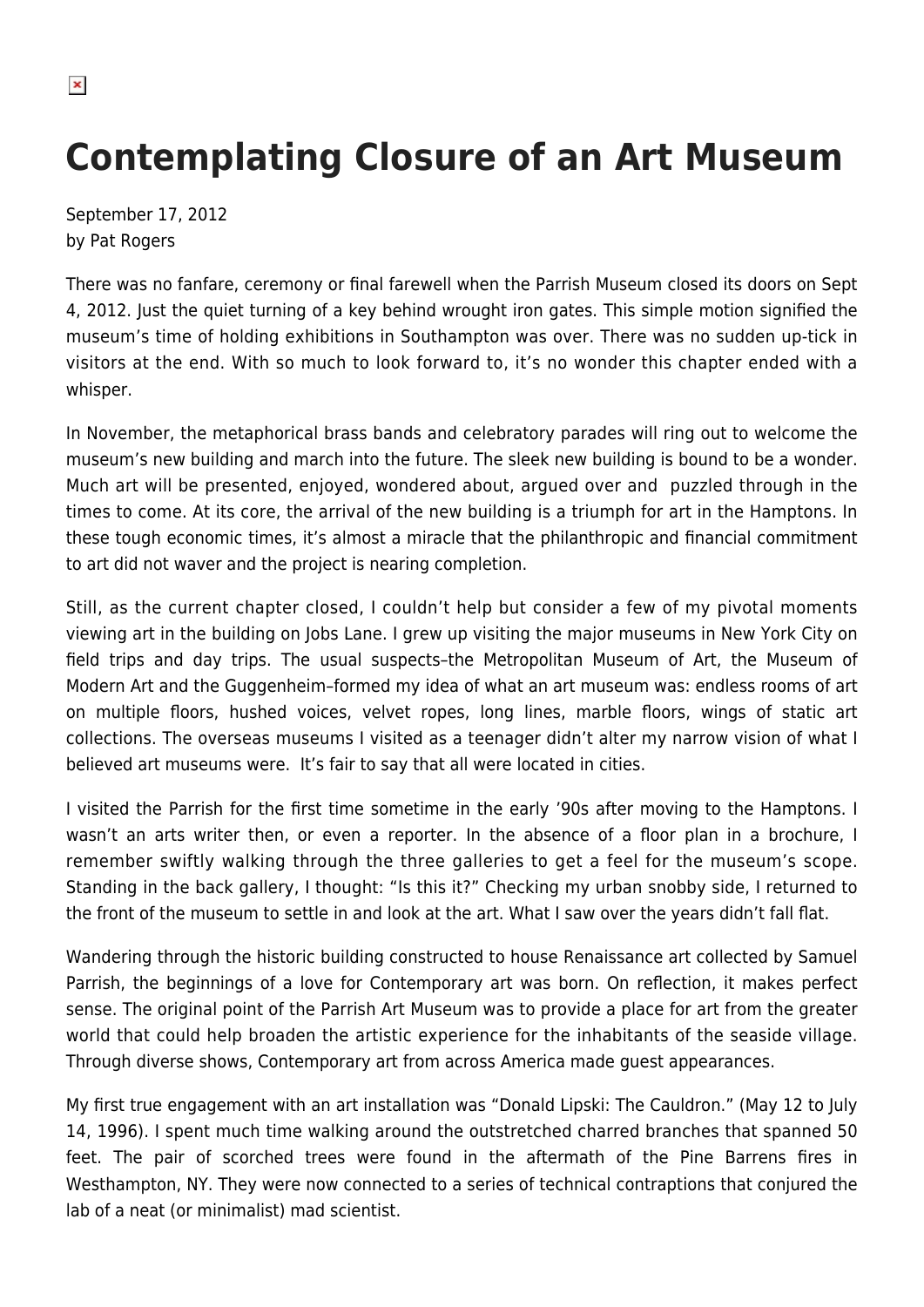# Contemplating Closure of an Art Museum

September 17, 2012
by Pat Rogers

There was no fanfare, ceremony or final farewell when the Parrish Museum closed its doors on Sept 4, 2012. Just the quiet turning of a key behind wrought iron gates. This simple motion signified the museum's time of holding exhibitions in Southampton was over. There was no sudden up-tick in visitors at the end. With so much to look forward to, it's no wonder this chapter ended with a whisper.

In November, the metaphorical brass bands and celebratory parades will ring out to welcome the museum's new building and march into the future. The sleek new building is bound to be a wonder. Much art will be presented, enjoyed, wondered about, argued over and puzzled through in the times to come. At its core, the arrival of the new building is a triumph for art in the Hamptons. In these tough economic times, it's almost a miracle that the philanthropic and financial commitment to art did not waver and the project is nearing completion.

Still, as the current chapter closed, I couldn't help but consider a few of my pivotal moments viewing art in the building on Jobs Lane. I grew up visiting the major museums in New York City on field trips and day trips. The usual suspects–the Metropolitan Museum of Art, the Museum of Modern Art and the Guggenheim–formed my idea of what an art museum was: endless rooms of art on multiple floors, hushed voices, velvet ropes, long lines, marble floors, wings of static art collections. The overseas museums I visited as a teenager didn't alter my narrow vision of what I believed art museums were. It's fair to say that all were located in cities.

I visited the Parrish for the first time sometime in the early '90s after moving to the Hamptons. I wasn't an arts writer then, or even a reporter. In the absence of a floor plan in a brochure, I remember swiftly walking through the three galleries to get a feel for the museum's scope. Standing in the back gallery, I thought: "Is this it?" Checking my urban snobby side, I returned to the front of the museum to settle in and look at the art. What I saw over the years didn't fall flat.

Wandering through the historic building constructed to house Renaissance art collected by Samuel Parrish, the beginnings of a love for Contemporary art was born. On reflection, it makes perfect sense. The original point of the Parrish Art Museum was to provide a place for art from the greater world that could help broaden the artistic experience for the inhabitants of the seaside village. Through diverse shows, Contemporary art from across America made guest appearances.

My first true engagement with an art installation was "Donald Lipski: The Cauldron." (May 12 to July 14, 1996). I spent much time walking around the outstretched charred branches that spanned 50 feet. The pair of scorched trees were found in the aftermath of the Pine Barrens fires in Westhampton, NY. They were now connected to a series of technical contraptions that conjured the lab of a neat (or minimalist) mad scientist.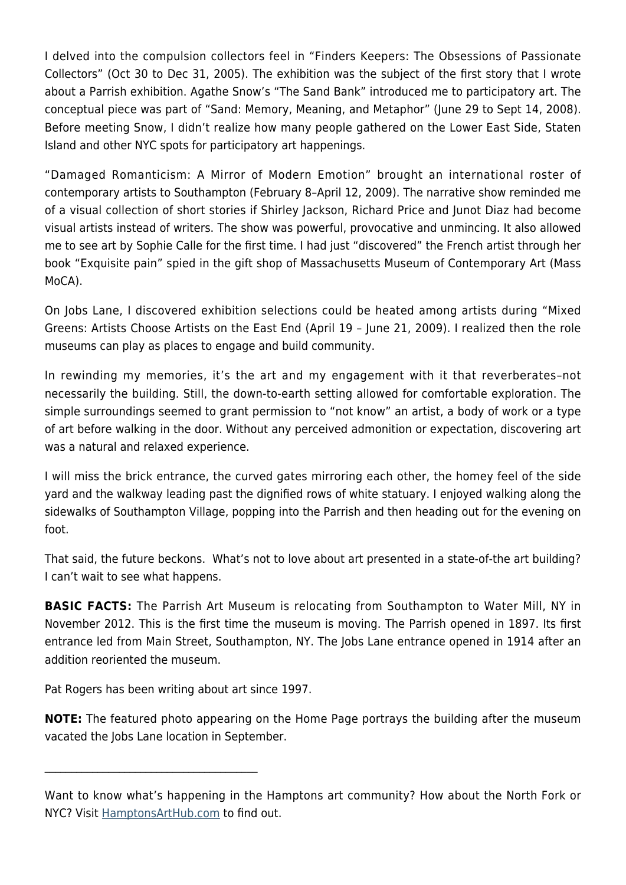I delved into the compulsion collectors feel in “Finders Keepers: The Obsessions of Passionate Collectors” (Oct 30 to Dec 31, 2005). The exhibition was the subject of the first story that I wrote about a Parrish exhibition. Agathe Snow’s “The Sand Bank” introduced me to participatory art. The conceptual piece was part of “Sand: Memory, Meaning, and Metaphor” (June 29 to Sept 14, 2008). Before meeting Snow, I didn’t realize how many people gathered on the Lower East Side, Staten Island and other NYC spots for participatory art happenings.

“Damaged Romanticism: A Mirror of Modern Emotion” brought an international roster of contemporary artists to Southampton (February 8–April 12, 2009). The narrative show reminded me of a visual collection of short stories if Shirley Jackson, Richard Price and Junot Diaz had become visual artists instead of writers. The show was powerful, provocative and unmincing. It also allowed me to see art by Sophie Calle for the first time. I had just “discovered” the French artist through her book “Exquisite pain” spied in the gift shop of Massachusetts Museum of Contemporary Art (Mass MoCA).

On Jobs Lane, I discovered exhibition selections could be heated among artists during “Mixed Greens: Artists Choose Artists on the East End (April 19 – June 21, 2009). I realized then the role museums can play as places to engage and build community.

In rewinding my memories, it’s the art and my engagement with it that reverberates–not necessarily the building. Still, the down-to-earth setting allowed for comfortable exploration. The simple surroundings seemed to grant permission to “not know” an artist, a body of work or a type of art before walking in the door. Without any perceived admonition or expectation, discovering art was a natural and relaxed experience.

I will miss the brick entrance, the curved gates mirroring each other, the homey feel of the side yard and the walkway leading past the dignified rows of white statuary. I enjoyed walking along the sidewalks of Southampton Village, popping into the Parrish and then heading out for the evening on foot.

That said, the future beckons. What’s not to love about art presented in a state-of-the art building? I can’t wait to see what happens.

**BASIC FACTS:** The Parrish Art Museum is relocating from Southampton to Water Mill, NY in November 2012. This is the first time the museum is moving. The Parrish opened in 1897. Its first entrance led from Main Street, Southampton, NY. The Jobs Lane entrance opened in 1914 after an addition reoriented the museum.

Pat Rogers has been writing about art since 1997.

**NOTE:** The featured photo appearing on the Home Page portrays the building after the museum vacated the Jobs Lane location in September.

---

Want to know what’s happening in the Hamptons art community? How about the North Fork or NYC? Visit HamptonsArtHub.com to find out.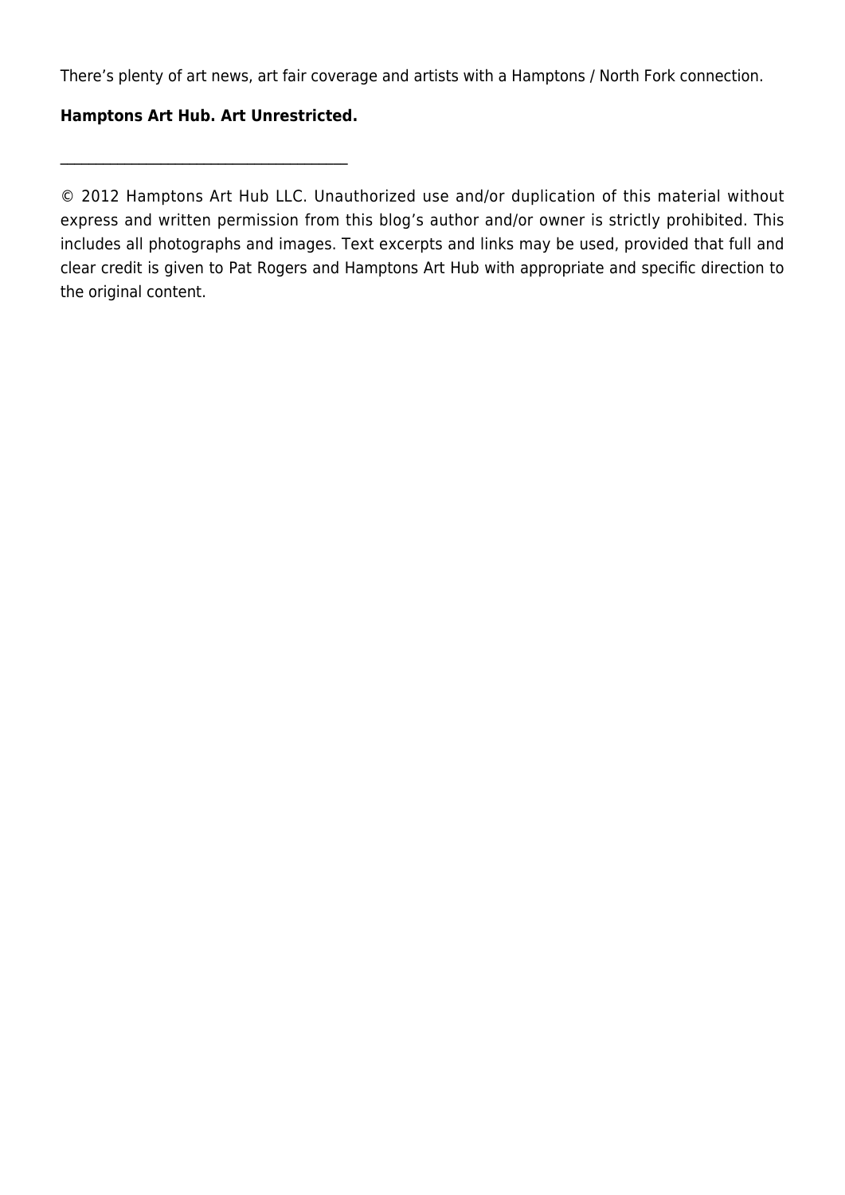There's plenty of art news, art fair coverage and artists with a Hamptons / North Fork connection.

**Hamptons Art Hub. Art Unrestricted.**

---

© 2012 Hamptons Art Hub LLC. Unauthorized use and/or duplication of this material without express and written permission from this blog's author and/or owner is strictly prohibited. This includes all photographs and images. Text excerpts and links may be used, provided that full and clear credit is given to Pat Rogers and Hamptons Art Hub with appropriate and specific direction to the original content.